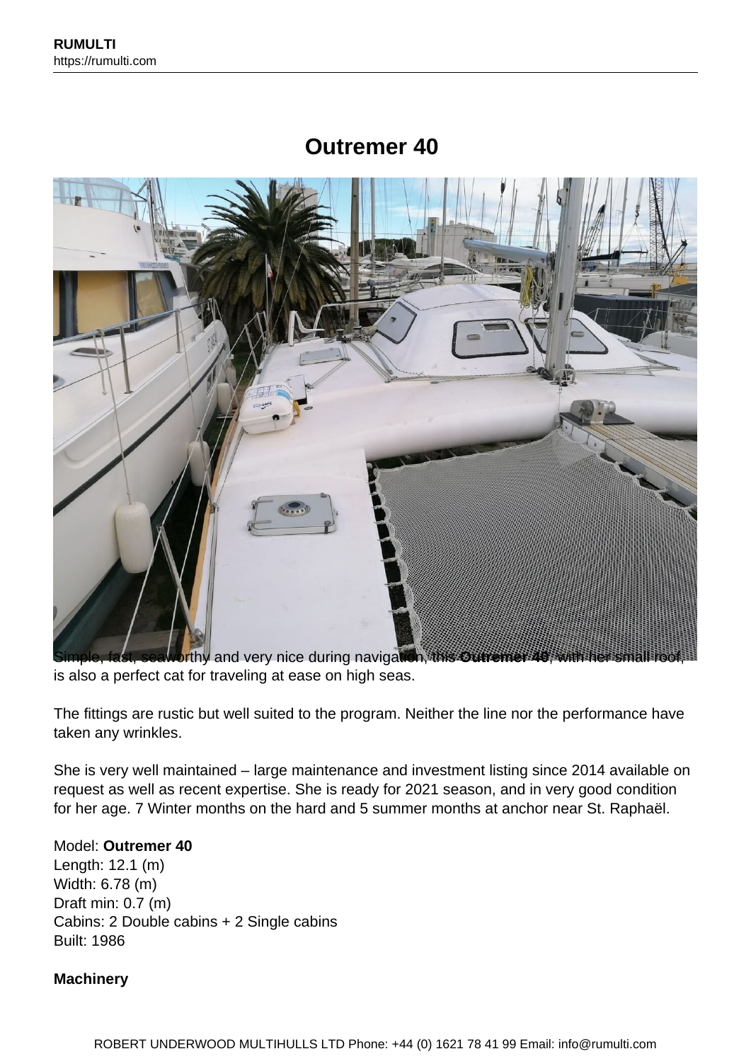# Outremer 40

Simple, fast, seaworthy and very nice during navigation, this **Outremer 40**, with her small roof, is also a perfect cat for traveling at ease on high seas.

The fittings are rustic but well suited to the program. Neither the line nor the performance have taken any wrinkles.

She is very well maintained – large maintenance and investment listing since 2014 available on request as well as recent expertise. She is ready for 2021 season, and in very good condition for her age. 7 Winter months on the hard and 5 summer months at anchor near St. Raphaël.

Model: **Outremer 40**
Length: 12.1 (m)
Width: 6.78 (m)
Draft min: 0.7 (m)
Cabins: 2 Double cabins + 2 Single cabins
Built: 1986

**Machinery**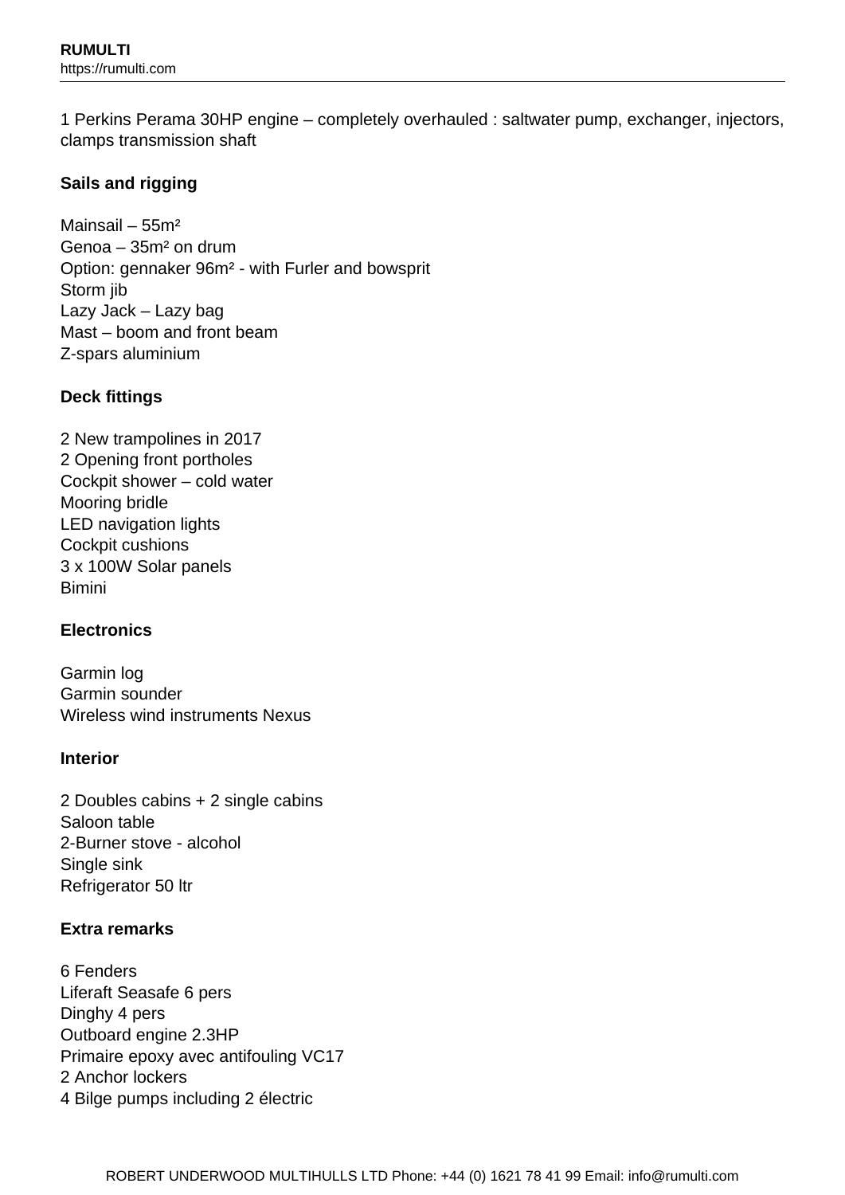1 Perkins Perama 30HP engine – completely overhauled : saltwater pump, exchanger, injectors, clamps transmission shaft

**Sails and rigging**

Mainsail – 55m²
Genoa – 35m² on drum
Option: gennaker 96m² - with Furler and bowsprit
Storm jib
Lazy Jack – Lazy bag
Mast – boom and front beam
Z-spars aluminium

**Deck fittings**

2 New trampolines in 2017
2 Opening front portholes
Cockpit shower – cold water
Mooring bridle
LED navigation lights
Cockpit cushions
3 x 100W Solar panels
Bimini

**Electronics**

Garmin log
Garmin sounder
Wireless wind instruments Nexus

**Interior**

2 Doubles cabins + 2 single cabins
Saloon table
2-Burner stove - alcohol
Single sink
Refrigerator 50 ltr

**Extra remarks**

6 Fenders
Liferaft Seasafe 6 pers
Dinghy 4 pers
Outboard engine 2.3HP
Primaire epoxy avec antifouling VC17
2 Anchor lockers
4 Bilge pumps including 2 électric